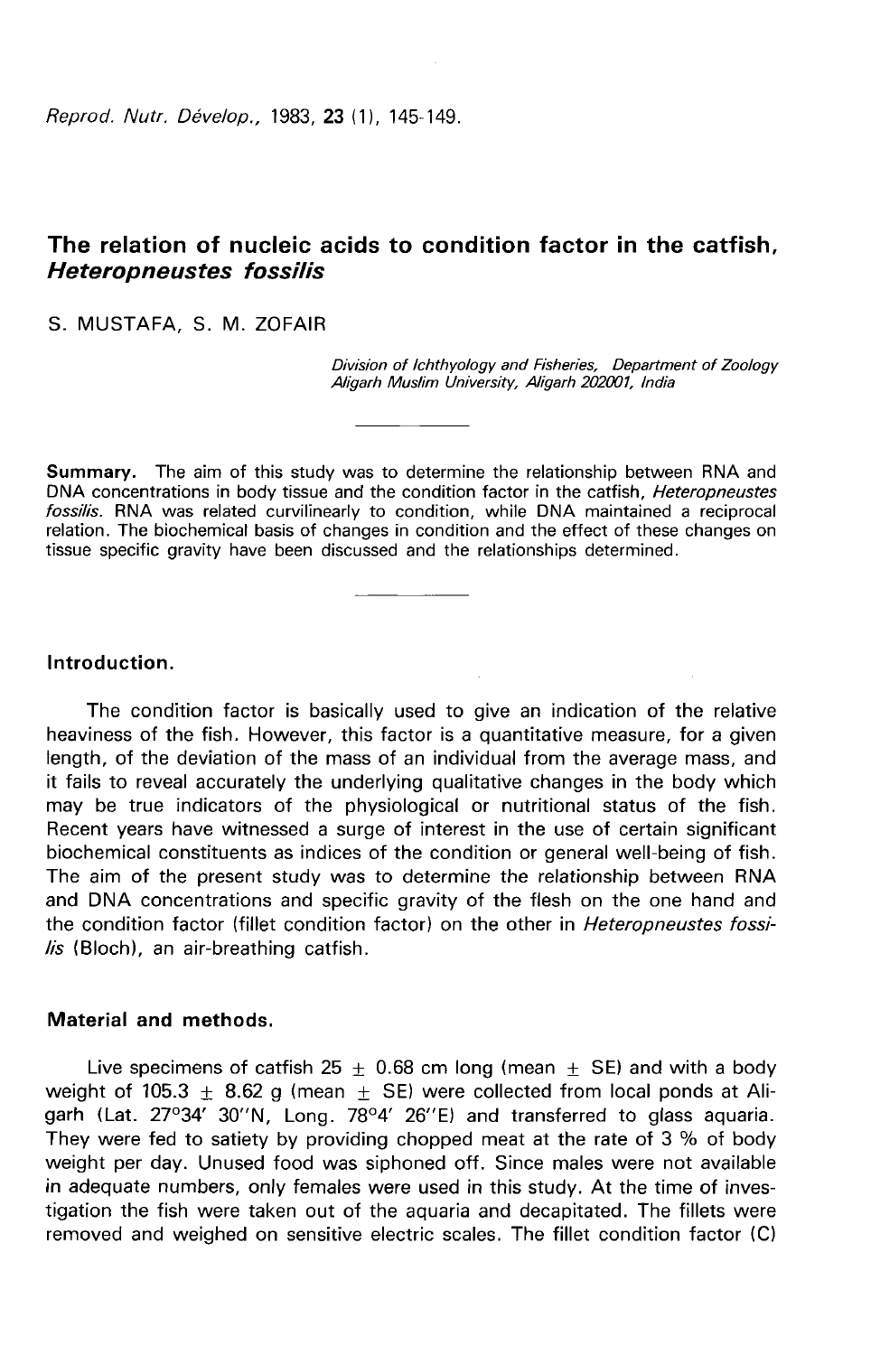# The relation of nucleic acids to condition factor in the catfish, *Heteropneustes fossilis*

S. MUSTAFA, S. M. ZOFAIR

*Division of Ichthyology and Fisheries, Department of Zoology*
*Aligarh Muslim University, Aligarh 202001, India*

**Summary.** The aim of this study was to determine the relationship between RNA and DNA concentrations in body tissue and the condition factor in the catfish, *Heteropneustes fossilis*. RNA was related curvilinearly to condition, while DNA maintained a reciprocal relation. The biochemical basis of changes in condition and the effect of these changes on tissue specific gravity have been discussed and the relationships determined.

## Introduction.

The condition factor is basically used to give an indication of the relative heaviness of the fish. However, this factor is a quantitative measure, for a given length, of the deviation of the mass of an individual from the average mass, and it fails to reveal accurately the underlying qualitative changes in the body which may be true indicators of the physiological or nutritional status of the fish. Recent years have witnessed a surge of interest in the use of certain significant biochemical constituents as indices of the condition or general well-being of fish. The aim of the present study was to determine the relationship between RNA and DNA concentrations and specific gravity of the flesh on the one hand and the condition factor (fillet condition factor) on the other in *Heteropneustes fossilis* (Bloch), an air-breathing catfish.

## Material and methods.

Live specimens of catfish 25 ± 0.68 cm long (mean ± SE) and with a body weight of 105.3 ± 8.62 g (mean ± SE) were collected from local ponds at Aligarh (Lat. 27°34′ 30″N, Long. 78°4′ 26″E) and transferred to glass aquaria. They were fed to satiety by providing chopped meat at the rate of 3 % of body weight per day. Unused food was siphoned off. Since males were not available in adequate numbers, only females were used in this study. At the time of investigation the fish were taken out of the aquaria and decapitated. The fillets were removed and weighed on sensitive electric scales. The fillet condition factor (C)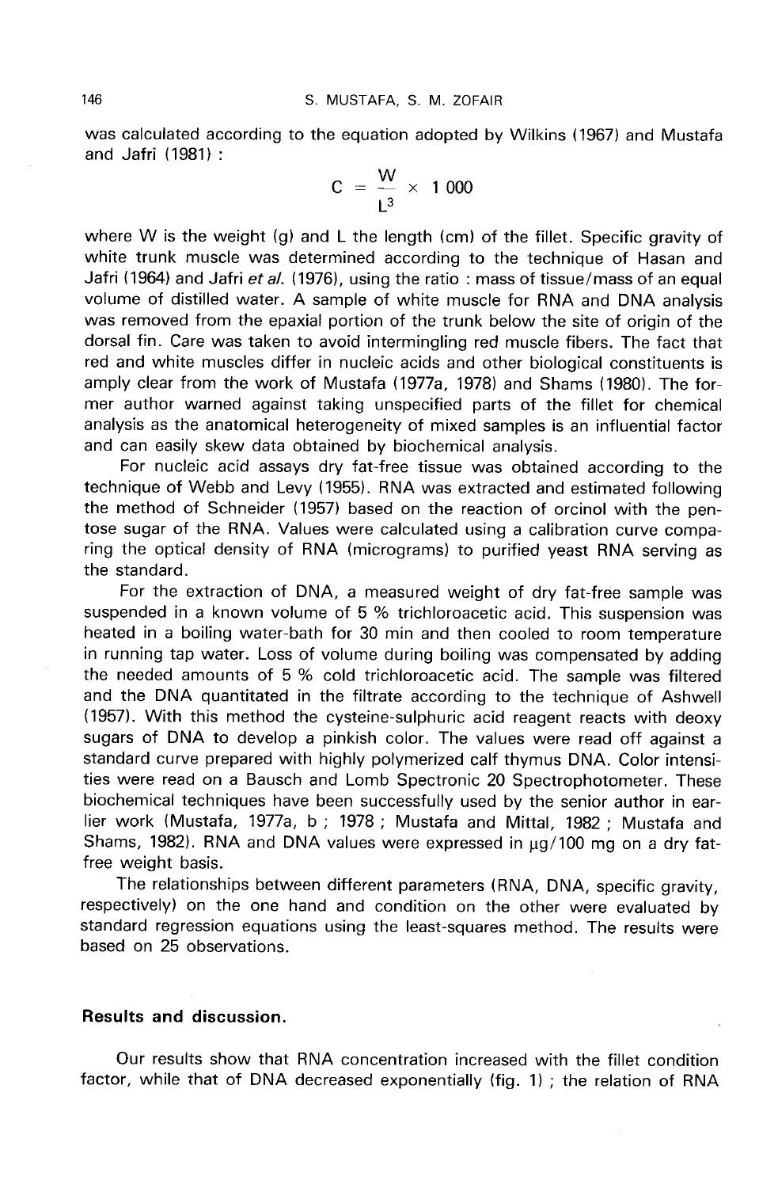was calculated according to the equation adopted by Wilkins (1967) and Mustafa and Jafri (1981) :

$$C = \frac{W}{L^3} \times 1\,000$$

where W is the weight (g) and L the length (cm) of the fillet. Specific gravity of white trunk muscle was determined according to the technique of Hasan and Jafri (1964) and Jafri *et al.* (1976), using the ratio : mass of tissue/mass of an equal volume of distilled water. A sample of white muscle for RNA and DNA analysis was removed from the epaxial portion of the trunk below the site of origin of the dorsal fin. Care was taken to avoid intermingling red muscle fibers. The fact that red and white muscles differ in nucleic acids and other biological constituents is amply clear from the work of Mustafa (1977a, 1978) and Shams (1980). The former author warned against taking unspecified parts of the fillet for chemical analysis as the anatomical heterogeneity of mixed samples is an influential factor and can easily skew data obtained by biochemical analysis.

For nucleic acid assays dry fat-free tissue was obtained according to the technique of Webb and Levy (1955). RNA was extracted and estimated following the method of Schneider (1957) based on the reaction of orcinol with the pentose sugar of the RNA. Values were calculated using a calibration curve comparing the optical density of RNA (micrograms) to purified yeast RNA serving as the standard.

For the extraction of DNA, a measured weight of dry fat-free sample was suspended in a known volume of 5 % trichloroacetic acid. This suspension was heated in a boiling water-bath for 30 min and then cooled to room temperature in running tap water. Loss of volume during boiling was compensated by adding the needed amounts of 5 % cold trichloroacetic acid. The sample was filtered and the DNA quantitated in the filtrate according to the technique of Ashwell (1957). With this method the cysteine-sulphuric acid reagent reacts with deoxy sugars of DNA to develop a pinkish color. The values were read off against a standard curve prepared with highly polymerized calf thymus DNA. Color intensities were read on a Bausch and Lomb Spectronic 20 Spectrophotometer. These biochemical techniques have been successfully used by the senior author in earlier work (Mustafa, 1977a, b ; 1978 ; Mustafa and Mittal, 1982 ; Mustafa and Shams, 1982). RNA and DNA values were expressed in µg/100 mg on a dry fat-free weight basis.

The relationships between different parameters (RNA, DNA, specific gravity, respectively) on the one hand and condition on the other were evaluated by standard regression equations using the least-squares method. The results were based on 25 observations.

## Results and discussion.

Our results show that RNA concentration increased with the fillet condition factor, while that of DNA decreased exponentially (fig. 1) ; the relation of RNA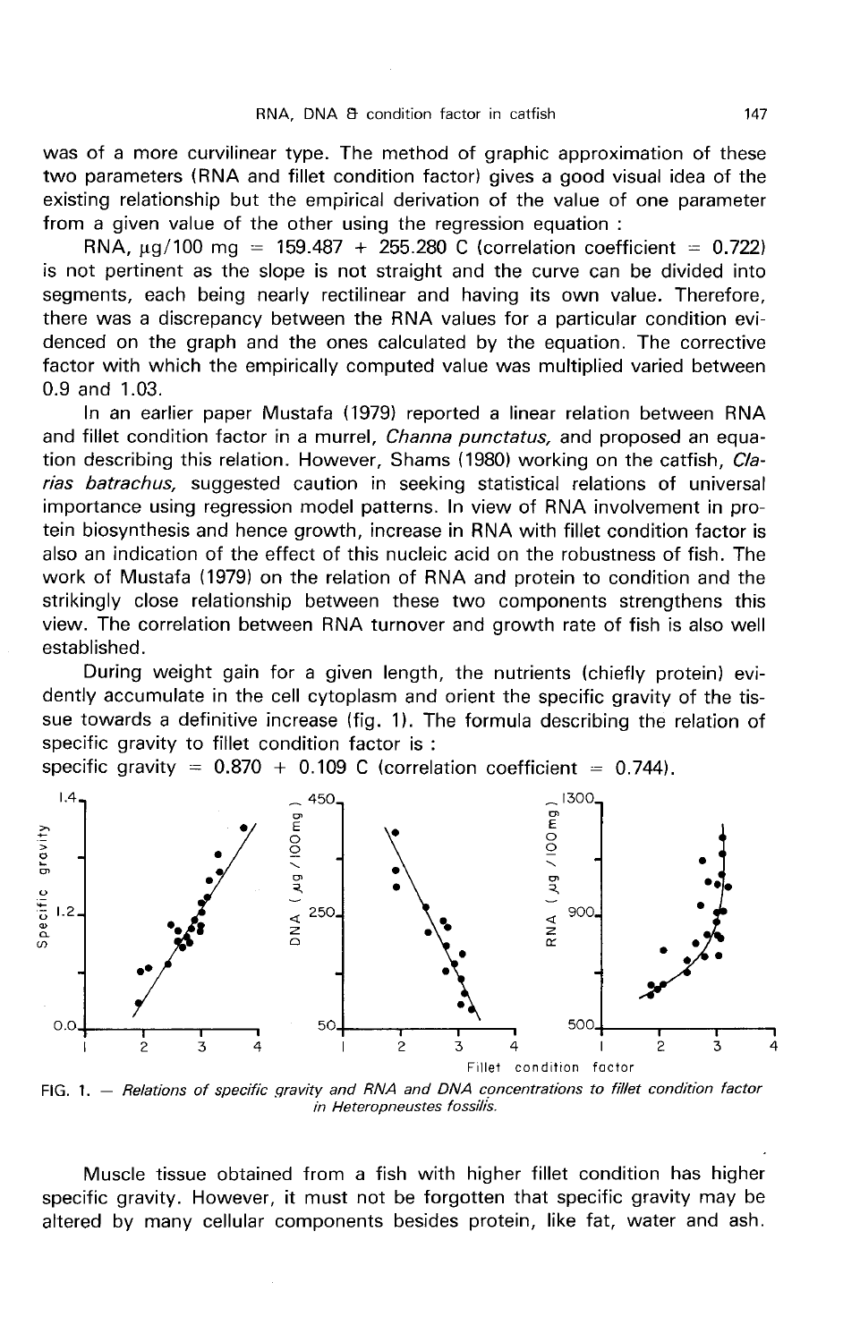was of a more curvilinear type. The method of graphic approximation of these two parameters (RNA and fillet condition factor) gives a good visual idea of the existing relationship but the empirical derivation of the value of one parameter from a given value of the other using the regression equation :

RNA, $\mu$g/100 mg = 159.487 + 255.280 C (correlation coefficient = 0.722) is not pertinent as the slope is not straight and the curve can be divided into segments, each being nearly rectilinear and having its own value. Therefore, there was a discrepancy between the RNA values for a particular condition evidenced on the graph and the ones calculated by the equation. The corrective factor with which the empirically computed value was multiplied varied between 0.9 and 1.03.

In an earlier paper Mustafa (1979) reported a linear relation between RNA and fillet condition factor in a murrel, *Channa punctatus,* and proposed an equation describing this relation. However, Shams (1980) working on the catfish, *Clarias batrachus,* suggested caution in seeking statistical relations of universal importance using regression model patterns. In view of RNA involvement in protein biosynthesis and hence growth, increase in RNA with fillet condition factor is also an indication of the effect of this nucleic acid on the robustness of fish. The work of Mustafa (1979) on the relation of RNA and protein to condition and the strikingly close relationship between these two components strengthens this view. The correlation between RNA turnover and growth rate of fish is also well established.

During weight gain for a given length, the nutrients (chiefly protein) evidently accumulate in the cell cytoplasm and orient the specific gravity of the tissue towards a definitive increase (fig. 1). The formula describing the relation of specific gravity to fillet condition factor is :

specific gravity = 0.870 + 0.109 C (correlation coefficient = 0.744).

FIG. 1. — *Relations of specific gravity and RNA and DNA concentrations to fillet condition factor in Heteropneustes fossilis.*

Muscle tissue obtained from a fish with higher fillet condition has higher specific gravity. However, it must not be forgotten that specific gravity may be altered by many cellular components besides protein, like fat, water and ash.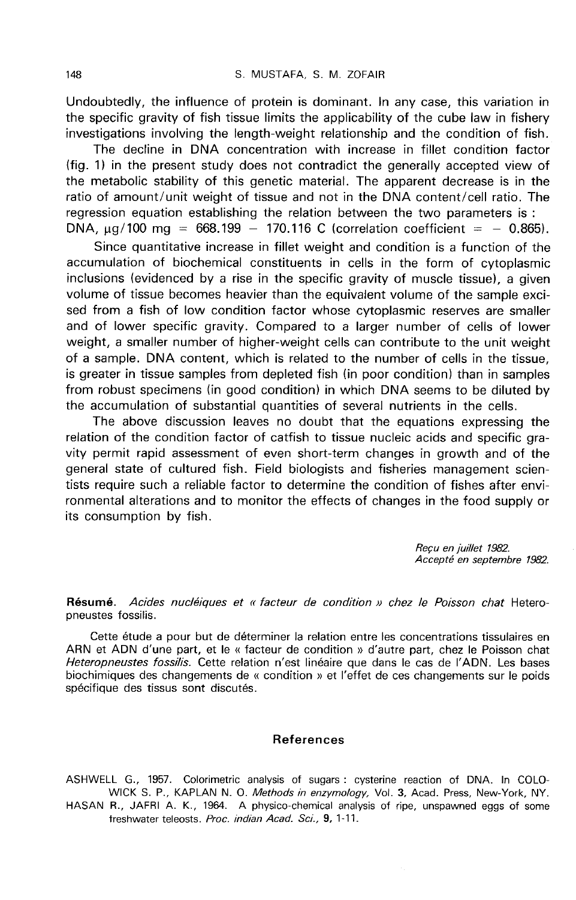Undoubtedly, the influence of protein is dominant. In any case, this variation in the specific gravity of fish tissue limits the applicability of the cube law in fishery investigations involving the length-weight relationship and the condition of fish.

The decline in DNA concentration with increase in fillet condition factor (fig. 1) in the present study does not contradict the generally accepted view of the metabolic stability of this genetic material. The apparent decrease is in the ratio of amount/unit weight of tissue and not in the DNA content/cell ratio. The regression equation establishing the relation between the two parameters is :
DNA, $\mu g/100$ mg $= 668.199 - 170.116$ C (correlation coefficient $= -0.865$).

Since quantitative increase in fillet weight and condition is a function of the accumulation of biochemical constituents in cells in the form of cytoplasmic inclusions (evidenced by a rise in the specific gravity of muscle tissue), a given volume of tissue becomes heavier than the equivalent volume of the sample excised from a fish of low condition factor whose cytoplasmic reserves are smaller and of lower specific gravity. Compared to a larger number of cells of lower weight, a smaller number of higher-weight cells can contribute to the unit weight of a sample. DNA content, which is related to the number of cells in the tissue, is greater in tissue samples from depleted fish (in poor condition) than in samples from robust specimens (in good condition) in which DNA seems to be diluted by the accumulation of substantial quantities of several nutrients in the cells.

The above discussion leaves no doubt that the equations expressing the relation of the condition factor of catfish to tissue nucleic acids and specific gravity permit rapid assessment of even short-term changes in growth and of the general state of cultured fish. Field biologists and fisheries management scientists require such a reliable factor to determine the condition of fishes after environmental alterations and to monitor the effects of changes in the food supply or its consumption by fish.

*Reçu en juillet 1982.*
*Accepté en septembre 1982.*

**Résumé.** *Acides nucléiques et « facteur de condition » chez le Poisson chat* Heteropneustes fossilis.

Cette étude a pour but de déterminer la relation entre les concentrations tissulaires en ARN et ADN d'une part, et le « facteur de condition » d'autre part, chez le Poisson chat *Heteropneustes fossilis*. Cette relation n'est linéaire que dans le cas de l'ADN. Les bases biochimiques des changements de « condition » et l'effet de ces changements sur le poids spécifique des tissus sont discutés.

## References

ASHWELL G., 1957. Colorimetric analysis of sugars : cysterine reaction of DNA. In COLOWICK S. P., KAPLAN N. O. *Methods in enzymology*, Vol. **3**, Acad. Press, New-York, NY.

HASAN R., JAFRI A. K., 1964. A physico-chemical analysis of ripe, unspawned eggs of some freshwater teleosts. *Proc. indian Acad. Sci.*, **9**, 1-11.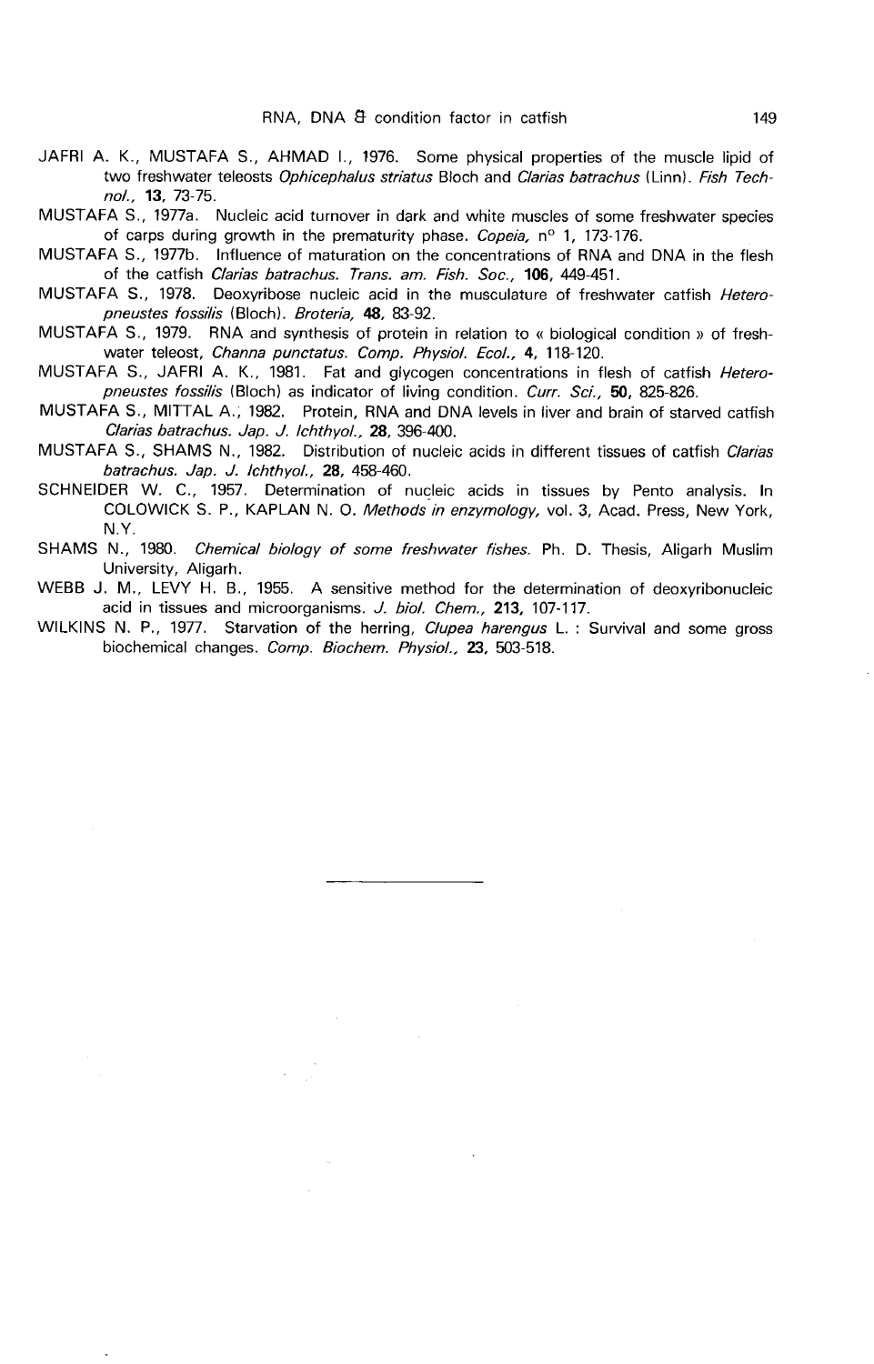JAFRI A. K., MUSTAFA S., AHMAD I., 1976. Some physical properties of the muscle lipid of two freshwater teleosts *Ophicephalus striatus* Bloch and *Clarias batrachus* (Linn). *Fish Technol.*, **13**, 73-75.

MUSTAFA S., 1977a. Nucleic acid turnover in dark and white muscles of some freshwater species of carps during growth in the prematurity phase. *Copeia*, n° 1, 173-176.

MUSTAFA S., 1977b. Influence of maturation on the concentrations of RNA and DNA in the flesh of the catfish *Clarias batrachus*. *Trans. am. Fish. Soc.*, **106**, 449-451.

MUSTAFA S., 1978. Deoxyribose nucleic acid in the musculature of freshwater catfish *Heteropneustes fossilis* (Bloch). *Broteria*, **48**, 83-92.

MUSTAFA S., 1979. RNA and synthesis of protein in relation to « biological condition » of freshwater teleost, *Channa punctatus*. *Comp. Physiol. Ecol.*, **4**, 118-120.

MUSTAFA S., JAFRI A. K., 1981. Fat and glycogen concentrations in flesh of catfish *Heteropneustes fossilis* (Bloch) as indicator of living condition. *Curr. Sci.*, **50**, 825-826.

MUSTAFA S., MITTAL A., 1982. Protein, RNA and DNA levels in liver and brain of starved catfish *Clarias batrachus*. *Jap. J. Ichthyol.*, **28**, 396-400.

MUSTAFA S., SHAMS N., 1982. Distribution of nucleic acids in different tissues of catfish *Clarias batrachus*. *Jap. J. Ichthyol.*, **28**, 458-460.

SCHNEIDER W. C., 1957. Determination of nucleic acids in tissues by Pento analysis. In COLOWICK S. P., KAPLAN N. O. *Methods in enzymology*, vol. 3, Acad. Press, New York, N.Y.

SHAMS N., 1980. *Chemical biology of some freshwater fishes*. Ph. D. Thesis, Aligarh Muslim University, Aligarh.

WEBB J. M., LEVY H. B., 1955. A sensitive method for the determination of deoxyribonucleic acid in tissues and microorganisms. *J. biol. Chem.*, **213**, 107-117.

WILKINS N. P., 1977. Starvation of the herring, *Clupea harengus* L. : Survival and some gross biochemical changes. *Comp. Biochem. Physiol.*, **23**, 503-518.